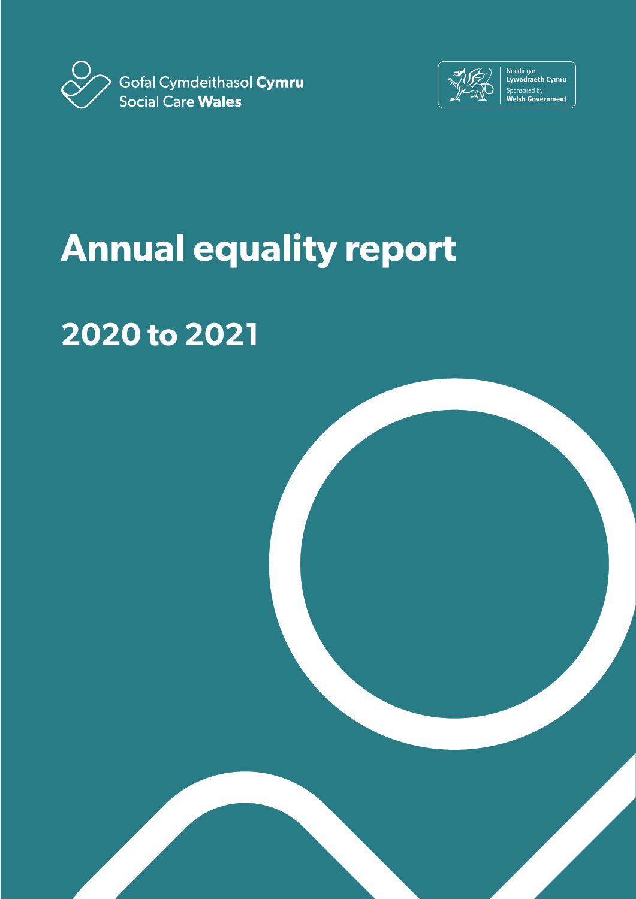Gofal Cymdeithasol **Cymru**
Social Care **Wales**

Noddir gan
**Lywodraeth Cymru**
Sponsored by
**Welsh Government**

# Annual equality report

## 2020 to 2021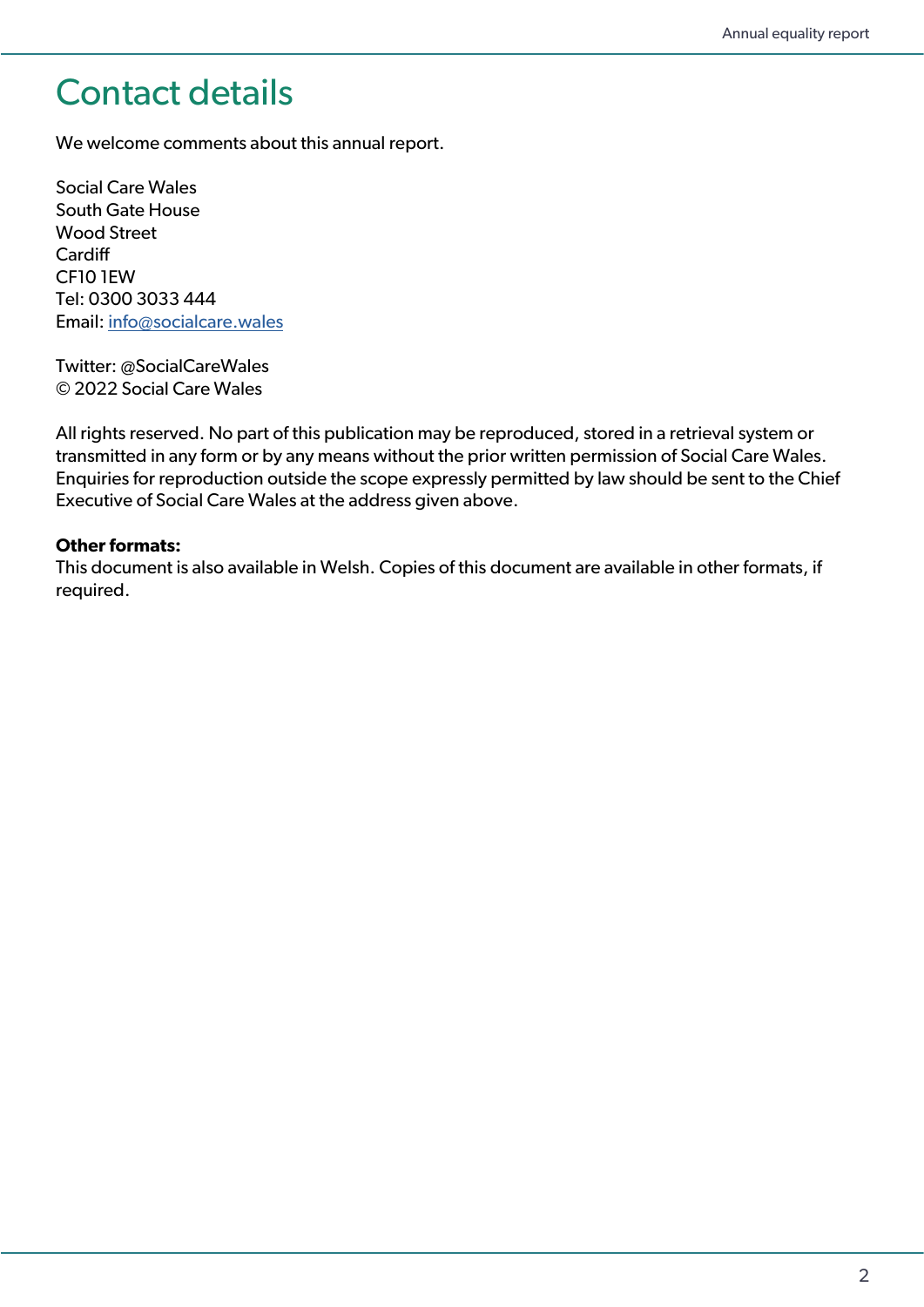# Contact details

We welcome comments about this annual report.

Social Care Wales  
South Gate House  
Wood Street  
Cardiff  
CF10 1EW  
Tel: 0300 3033 444  
Email: info@socialcare.wales

Twitter: @SocialCareWales  
© 2022 Social Care Wales

All rights reserved. No part of this publication may be reproduced, stored in a retrieval system or transmitted in any form or by any means without the prior written permission of Social Care Wales. Enquiries for reproduction outside the scope expressly permitted by law should be sent to the Chief Executive of Social Care Wales at the address given above.

**Other formats:**  
This document is also available in Welsh. Copies of this document are available in other formats, if required.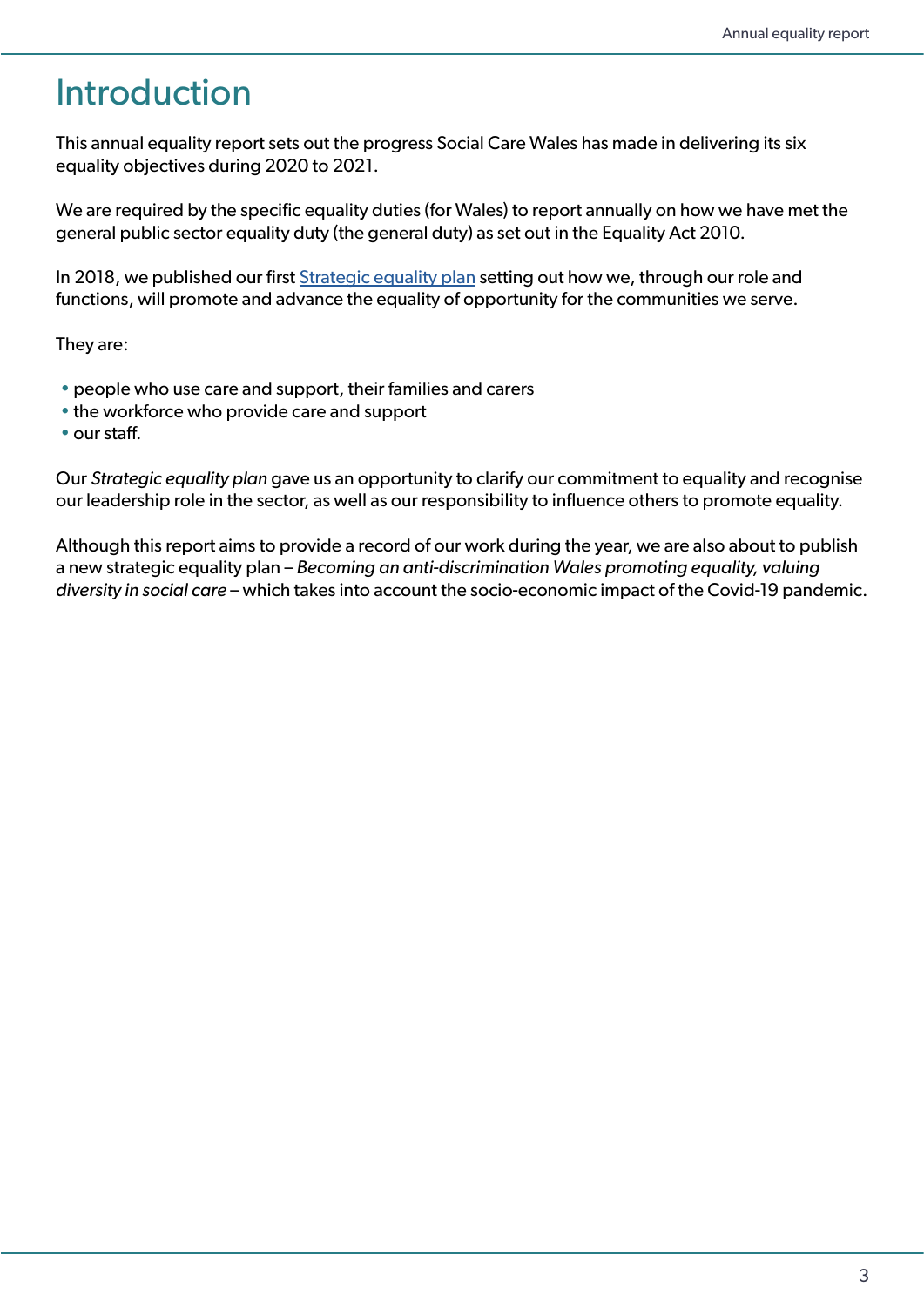# Introduction

This annual equality report sets out the progress Social Care Wales has made in delivering its six equality objectives during 2020 to 2021.

We are required by the specific equality duties (for Wales) to report annually on how we have met the general public sector equality duty (the general duty) as set out in the Equality Act 2010.

In 2018, we published our first [Strategic equality plan] setting out how we, through our role and functions, will promote and advance the equality of opportunity for the communities we serve.

They are:

- people who use care and support, their families and carers
- the workforce who provide care and support
- our staff.

Our *Strategic equality plan* gave us an opportunity to clarify our commitment to equality and recognise our leadership role in the sector, as well as our responsibility to influence others to promote equality.

Although this report aims to provide a record of our work during the year, we are also about to publish a new strategic equality plan – *Becoming an anti-discrimination Wales promoting equality, valuing diversity in social care* – which takes into account the socio-economic impact of the Covid-19 pandemic.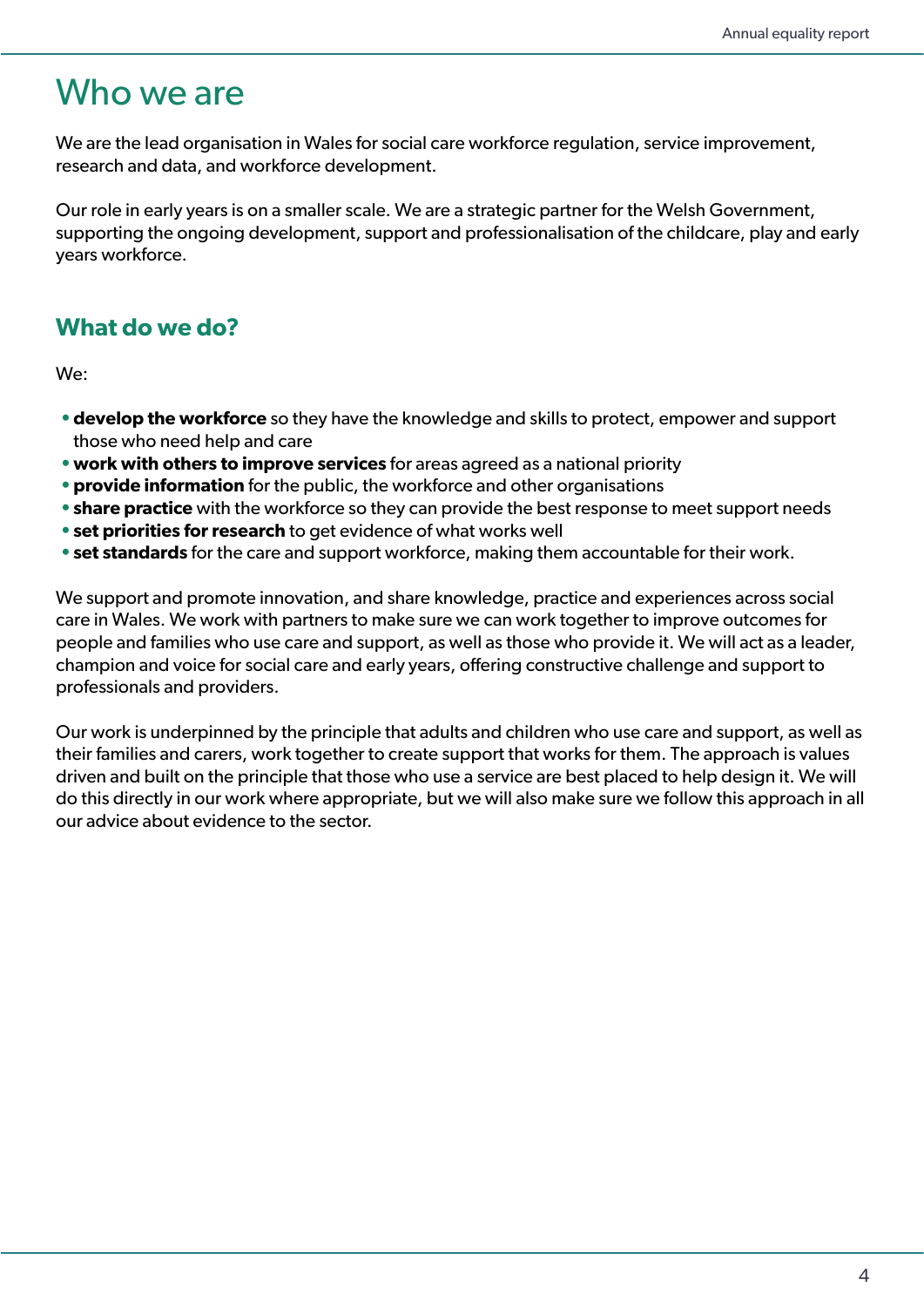# Who we are

We are the lead organisation in Wales for social care workforce regulation, service improvement, research and data, and workforce development.

Our role in early years is on a smaller scale. We are a strategic partner for the Welsh Government, supporting the ongoing development, support and professionalisation of the childcare, play and early years workforce.

## What do we do?

We:

- **develop the workforce** so they have the knowledge and skills to protect, empower and support those who need help and care
- **work with others to improve services** for areas agreed as a national priority
- **provide information** for the public, the workforce and other organisations
- **share practice** with the workforce so they can provide the best response to meet support needs
- **set priorities for research** to get evidence of what works well
- **set standards** for the care and support workforce, making them accountable for their work.

We support and promote innovation, and share knowledge, practice and experiences across social care in Wales. We work with partners to make sure we can work together to improve outcomes for people and families who use care and support, as well as those who provide it. We will act as a leader, champion and voice for social care and early years, offering constructive challenge and support to professionals and providers.

Our work is underpinned by the principle that adults and children who use care and support, as well as their families and carers, work together to create support that works for them. The approach is values driven and built on the principle that those who use a service are best placed to help design it. We will do this directly in our work where appropriate, but we will also make sure we follow this approach in all our advice about evidence to the sector.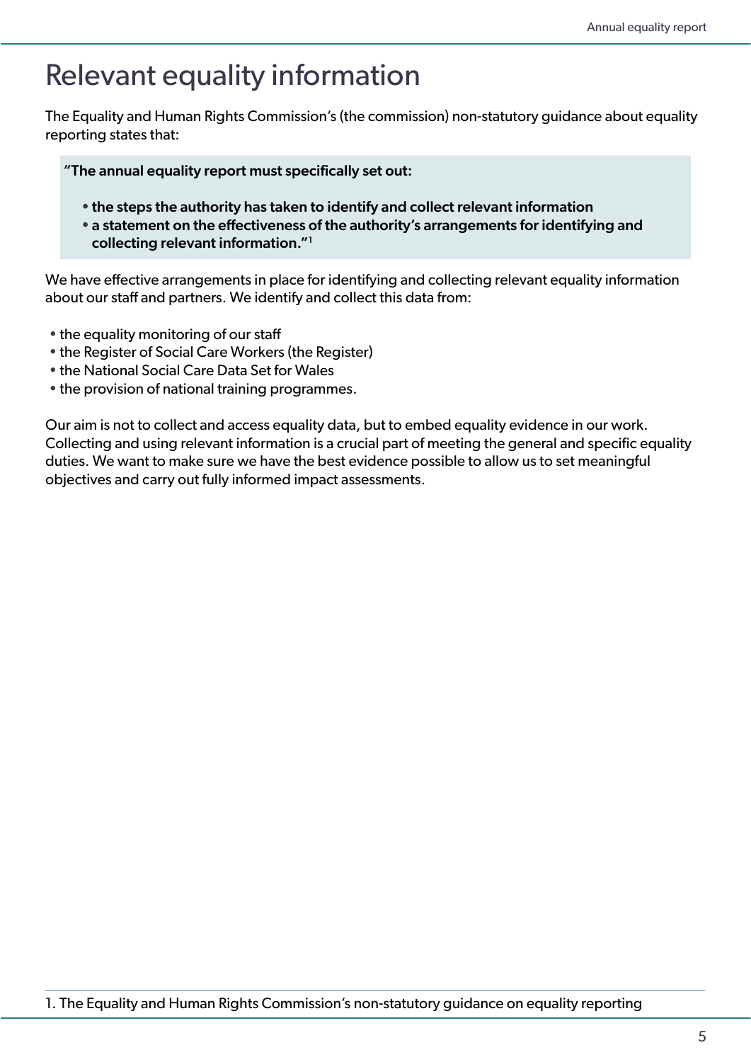# Relevant equality information

The Equality and Human Rights Commission's (the commission) non-statutory guidance about equality reporting states that:

> **"The annual equality report must specifically set out:**
>
> - **the steps the authority has taken to identify and collect relevant information**
> - **a statement on the effectiveness of the authority's arrangements for identifying and collecting relevant information."[1]**

We have effective arrangements in place for identifying and collecting relevant equality information about our staff and partners. We identify and collect this data from:

- the equality monitoring of our staff
- the Register of Social Care Workers (the Register)
- the National Social Care Data Set for Wales
- the provision of national training programmes.

Our aim is not to collect and access equality data, but to embed equality evidence in our work. Collecting and using relevant information is a crucial part of meeting the general and specific equality duties. We want to make sure we have the best evidence possible to allow us to set meaningful objectives and carry out fully informed impact assessments.

---

1. The Equality and Human Rights Commission's non-statutory guidance on equality reporting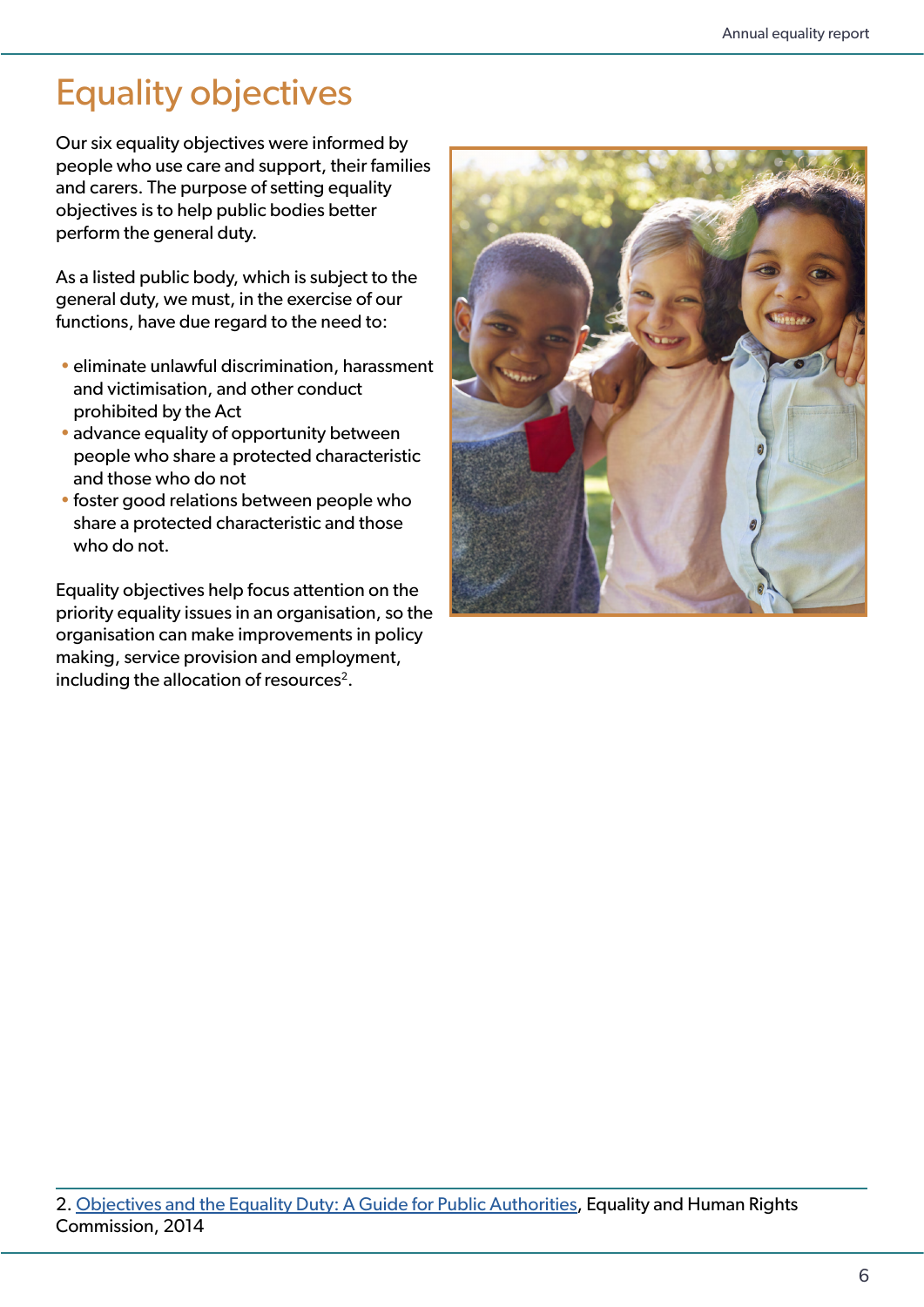# Equality objectives

Our six equality objectives were informed by people who use care and support, their families and carers. The purpose of setting equality objectives is to help public bodies better perform the general duty.

As a listed public body, which is subject to the general duty, we must, in the exercise of our functions, have due regard to the need to:

- eliminate unlawful discrimination, harassment and victimisation, and other conduct prohibited by the Act
- advance equality of opportunity between people who share a protected characteristic and those who do not
- foster good relations between people who share a protected characteristic and those who do not.

Equality objectives help focus attention on the priority equality issues in an organisation, so the organisation can make improvements in policy making, service provision and employment, including the allocation of resources[2].

2. Objectives and the Equality Duty: A Guide for Public Authorities, Equality and Human Rights Commission, 2014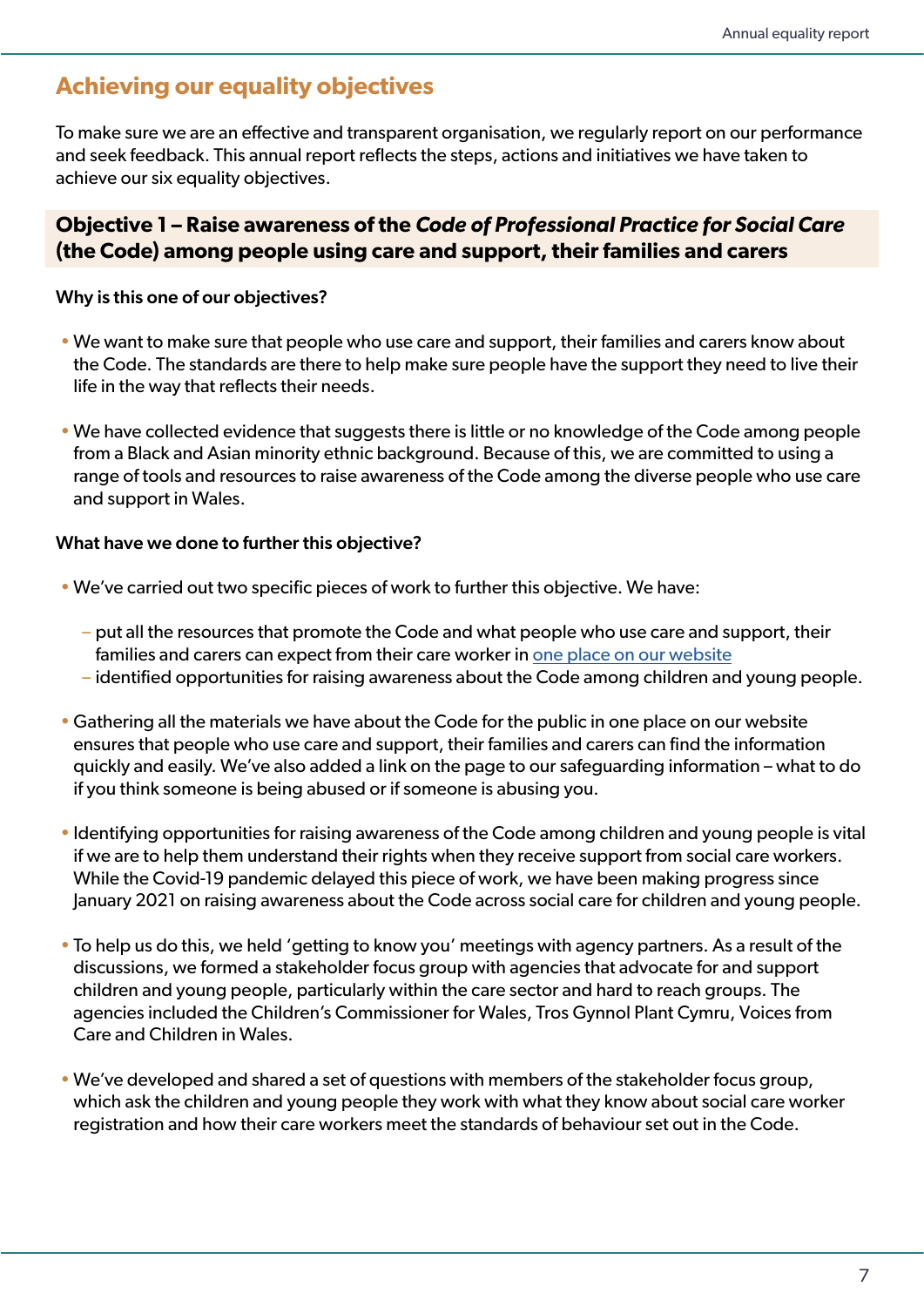## Achieving our equality objectives

To make sure we are an effective and transparent organisation, we regularly report on our performance and seek feedback. This annual report reflects the steps, actions and initiatives we have taken to achieve our six equality objectives.

### Objective 1 – Raise awareness of the *Code of Professional Practice for Social Care* (the Code) among people using care and support, their families and carers

**Why is this one of our objectives?**

- We want to make sure that people who use care and support, their families and carers know about the Code. The standards are there to help make sure people have the support they need to live their life in the way that reflects their needs.
- We have collected evidence that suggests there is little or no knowledge of the Code among people from a Black and Asian minority ethnic background. Because of this, we are committed to using a range of tools and resources to raise awareness of the Code among the diverse people who use care and support in Wales.

**What have we done to further this objective?**

- We've carried out two specific pieces of work to further this objective. We have:
  - put all the resources that promote the Code and what people who use care and support, their families and carers can expect from their care worker in one place on our website
  - identified opportunities for raising awareness about the Code among children and young people.
- Gathering all the materials we have about the Code for the public in one place on our website ensures that people who use care and support, their families and carers can find the information quickly and easily. We've also added a link on the page to our safeguarding information – what to do if you think someone is being abused or if someone is abusing you.
- Identifying opportunities for raising awareness of the Code among children and young people is vital if we are to help them understand their rights when they receive support from social care workers. While the Covid-19 pandemic delayed this piece of work, we have been making progress since January 2021 on raising awareness about the Code across social care for children and young people.
- To help us do this, we held 'getting to know you' meetings with agency partners. As a result of the discussions, we formed a stakeholder focus group with agencies that advocate for and support children and young people, particularly within the care sector and hard to reach groups. The agencies included the Children's Commissioner for Wales, Tros Gynnol Plant Cymru, Voices from Care and Children in Wales.
- We've developed and shared a set of questions with members of the stakeholder focus group, which ask the children and young people they work with what they know about social care worker registration and how their care workers meet the standards of behaviour set out in the Code.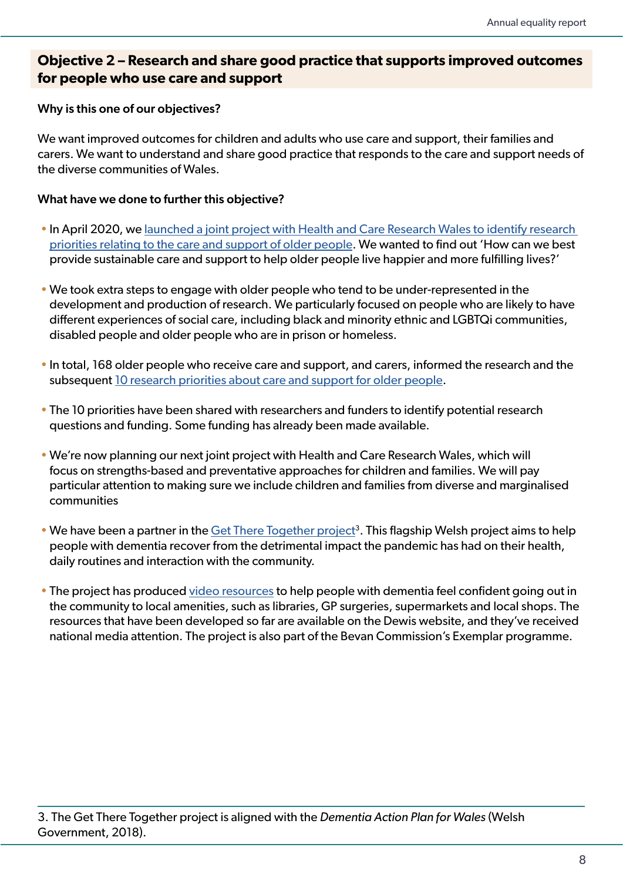## Objective 2 – Research and share good practice that supports improved outcomes for people who use care and support

**Why is this one of our objectives?**

We want improved outcomes for children and adults who use care and support, their families and carers. We want to understand and share good practice that responds to the care and support needs of the diverse communities of Wales.

**What have we done to further this objective?**

- In April 2020, we launched a joint project with Health and Care Research Wales to identify research priorities relating to the care and support of older people. We wanted to find out 'How can we best provide sustainable care and support to help older people live happier and more fulfilling lives?'

- We took extra steps to engage with older people who tend to be under-represented in the development and production of research. We particularly focused on people who are likely to have different experiences of social care, including black and minority ethnic and LGBTQi communities, disabled people and older people who are in prison or homeless.

- In total, 168 older people who receive care and support, and carers, informed the research and the subsequent 10 research priorities about care and support for older people.

- The 10 priorities have been shared with researchers and funders to identify potential research questions and funding. Some funding has already been made available.

- We're now planning our next joint project with Health and Care Research Wales, which will focus on strengths-based and preventative approaches for children and families. We will pay particular attention to making sure we include children and families from diverse and marginalised communities

- We have been a partner in the Get There Together project[3]. This flagship Welsh project aims to help people with dementia recover from the detrimental impact the pandemic has had on their health, daily routines and interaction with the community.

- The project has produced video resources to help people with dementia feel confident going out in the community to local amenities, such as libraries, GP surgeries, supermarkets and local shops. The resources that have been developed so far are available on the Dewis website, and they've received national media attention. The project is also part of the Bevan Commission's Exemplar programme.

---

3. The Get There Together project is aligned with the *Dementia Action Plan for Wales* (Welsh Government, 2018).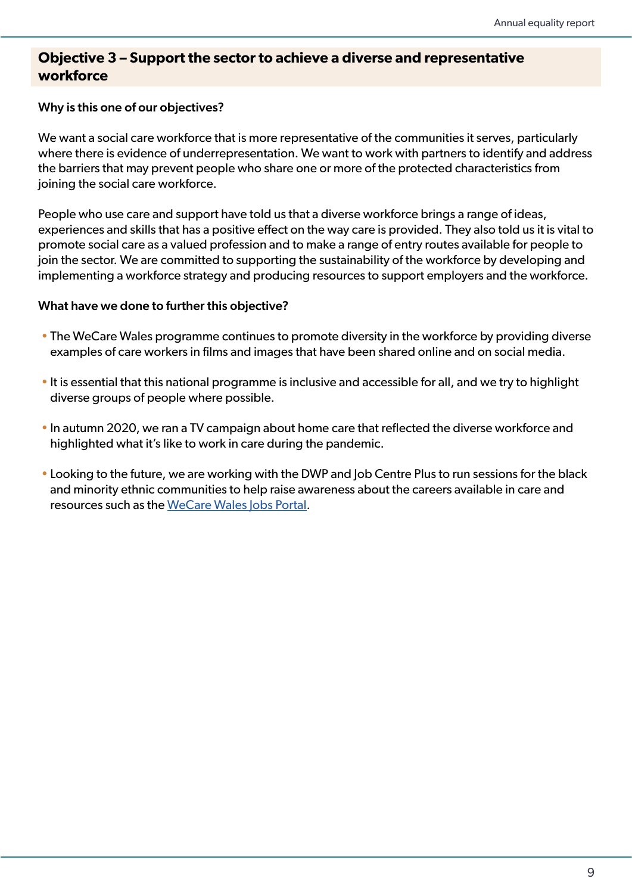## Objective 3 – Support the sector to achieve a diverse and representative workforce

**Why is this one of our objectives?**

We want a social care workforce that is more representative of the communities it serves, particularly where there is evidence of underrepresentation. We want to work with partners to identify and address the barriers that may prevent people who share one or more of the protected characteristics from joining the social care workforce.

People who use care and support have told us that a diverse workforce brings a range of ideas, experiences and skills that has a positive effect on the way care is provided. They also told us it is vital to promote social care as a valued profession and to make a range of entry routes available for people to join the sector. We are committed to supporting the sustainability of the workforce by developing and implementing a workforce strategy and producing resources to support employers and the workforce.

**What have we done to further this objective?**

- The WeCare Wales programme continues to promote diversity in the workforce by providing diverse examples of care workers in films and images that have been shared online and on social media.
- It is essential that this national programme is inclusive and accessible for all, and we try to highlight diverse groups of people where possible.
- In autumn 2020, we ran a TV campaign about home care that reflected the diverse workforce and highlighted what it's like to work in care during the pandemic.
- Looking to the future, we are working with the DWP and Job Centre Plus to run sessions for the black and minority ethnic communities to help raise awareness about the careers available in care and resources such as the WeCare Wales Jobs Portal.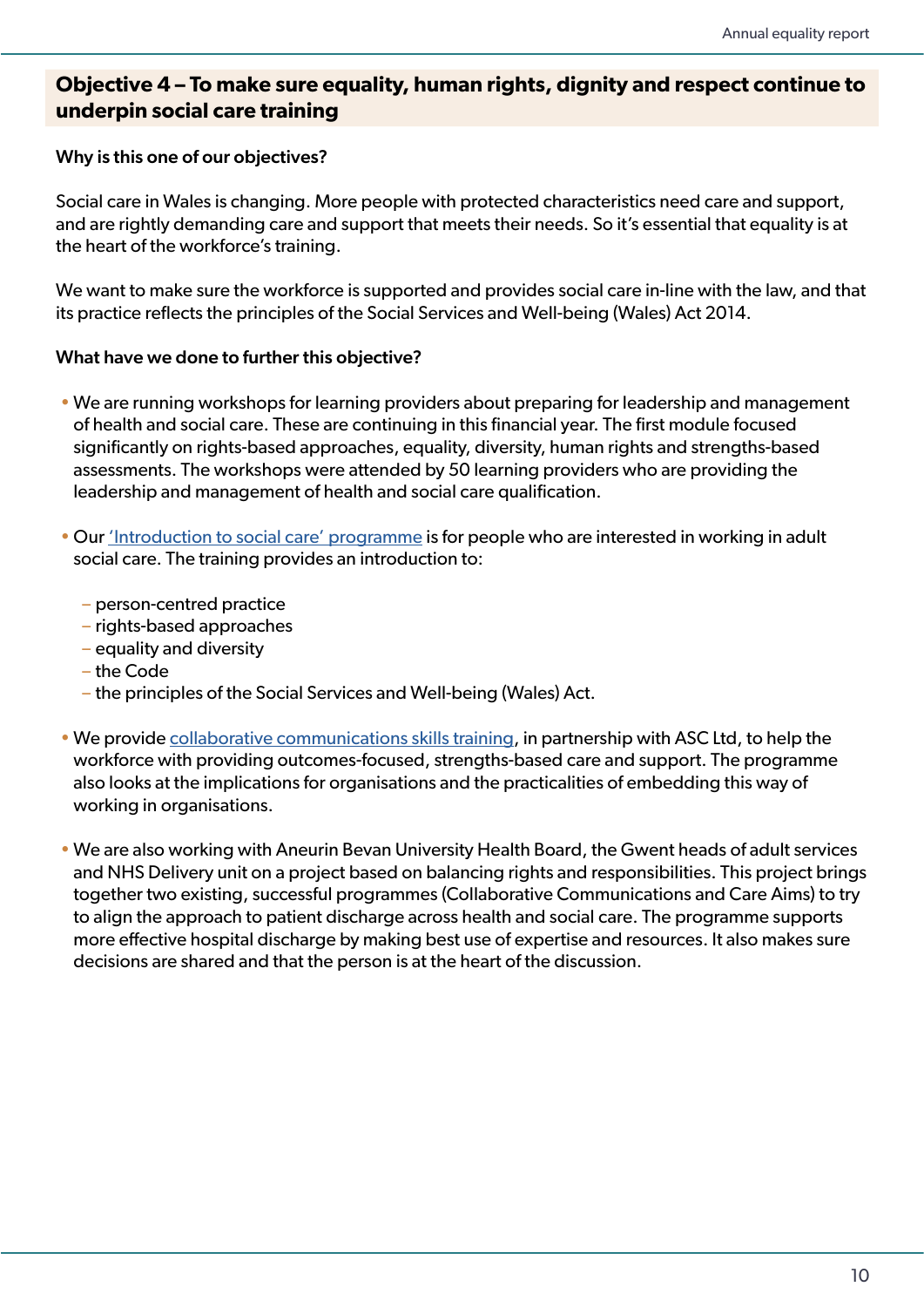## Objective 4 – To make sure equality, human rights, dignity and respect continue to underpin social care training

**Why is this one of our objectives?**

Social care in Wales is changing. More people with protected characteristics need care and support, and are rightly demanding care and support that meets their needs. So it's essential that equality is at the heart of the workforce's training.

We want to make sure the workforce is supported and provides social care in-line with the law, and that its practice reflects the principles of the Social Services and Well-being (Wales) Act 2014.

**What have we done to further this objective?**

- We are running workshops for learning providers about preparing for leadership and management of health and social care. These are continuing in this financial year. The first module focused significantly on rights-based approaches, equality, diversity, human rights and strengths-based assessments. The workshops were attended by 50 learning providers who are providing the leadership and management of health and social care qualification.

- Our 'Introduction to social care' programme is for people who are interested in working in adult social care. The training provides an introduction to:

  - person-centred practice
  - rights-based approaches
  - equality and diversity
  - the Code
  - the principles of the Social Services and Well-being (Wales) Act.

- We provide collaborative communications skills training, in partnership with ASC Ltd, to help the workforce with providing outcomes-focused, strengths-based care and support. The programme also looks at the implications for organisations and the practicalities of embedding this way of working in organisations.

- We are also working with Aneurin Bevan University Health Board, the Gwent heads of adult services and NHS Delivery unit on a project based on balancing rights and responsibilities. This project brings together two existing, successful programmes (Collaborative Communications and Care Aims) to try to align the approach to patient discharge across health and social care. The programme supports more effective hospital discharge by making best use of expertise and resources. It also makes sure decisions are shared and that the person is at the heart of the discussion.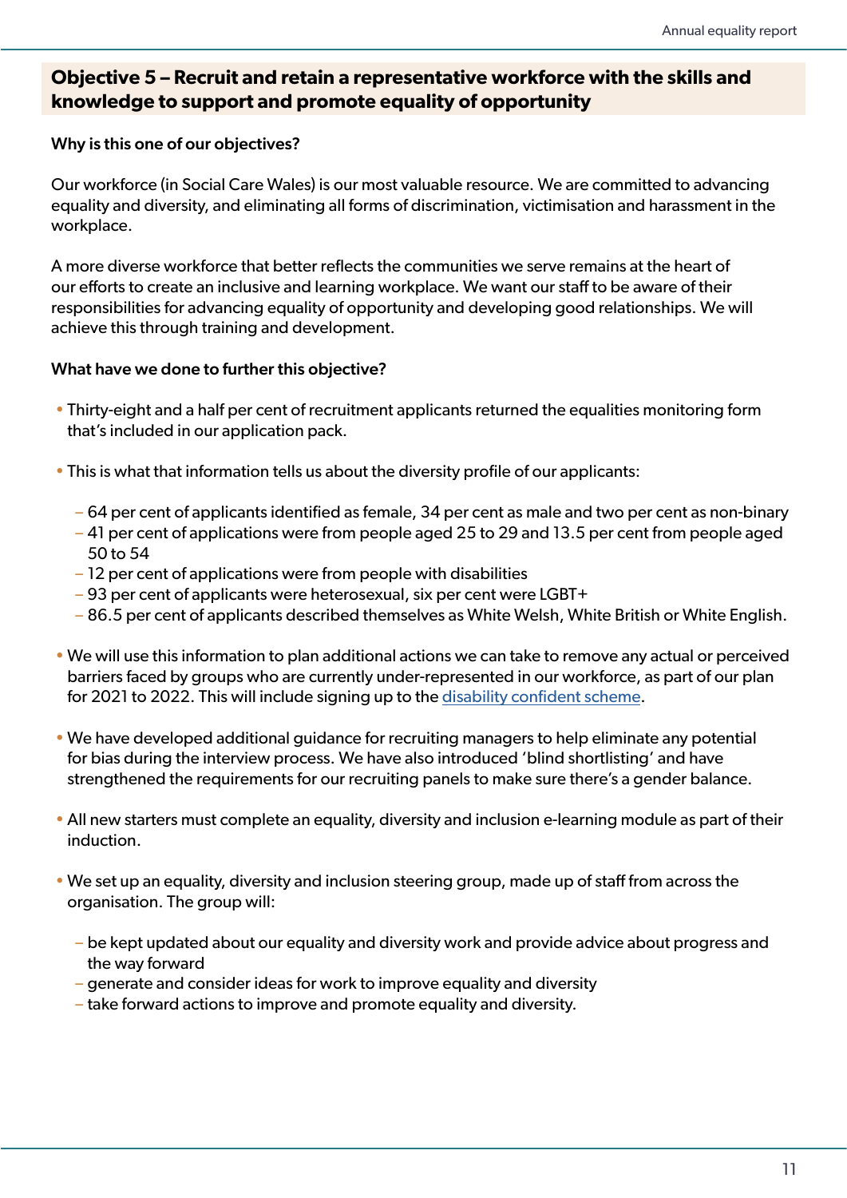## Objective 5 – Recruit and retain a representative workforce with the skills and knowledge to support and promote equality of opportunity

**Why is this one of our objectives?**

Our workforce (in Social Care Wales) is our most valuable resource. We are committed to advancing equality and diversity, and eliminating all forms of discrimination, victimisation and harassment in the workplace.

A more diverse workforce that better reflects the communities we serve remains at the heart of our efforts to create an inclusive and learning workplace. We want our staff to be aware of their responsibilities for advancing equality of opportunity and developing good relationships. We will achieve this through training and development.

**What have we done to further this objective?**

- Thirty-eight and a half per cent of recruitment applicants returned the equalities monitoring form that's included in our application pack.
- This is what that information tells us about the diversity profile of our applicants:
  - 64 per cent of applicants identified as female, 34 per cent as male and two per cent as non-binary
  - 41 per cent of applications were from people aged 25 to 29 and 13.5 per cent from people aged 50 to 54
  - 12 per cent of applications were from people with disabilities
  - 93 per cent of applicants were heterosexual, six per cent were LGBT+
  - 86.5 per cent of applicants described themselves as White Welsh, White British or White English.
- We will use this information to plan additional actions we can take to remove any actual or perceived barriers faced by groups who are currently under-represented in our workforce, as part of our plan for 2021 to 2022. This will include signing up to the disability confident scheme.
- We have developed additional guidance for recruiting managers to help eliminate any potential for bias during the interview process. We have also introduced 'blind shortlisting' and have strengthened the requirements for our recruiting panels to make sure there's a gender balance.
- All new starters must complete an equality, diversity and inclusion e-learning module as part of their induction.
- We set up an equality, diversity and inclusion steering group, made up of staff from across the organisation. The group will:
  - be kept updated about our equality and diversity work and provide advice about progress and the way forward
  - generate and consider ideas for work to improve equality and diversity
  - take forward actions to improve and promote equality and diversity.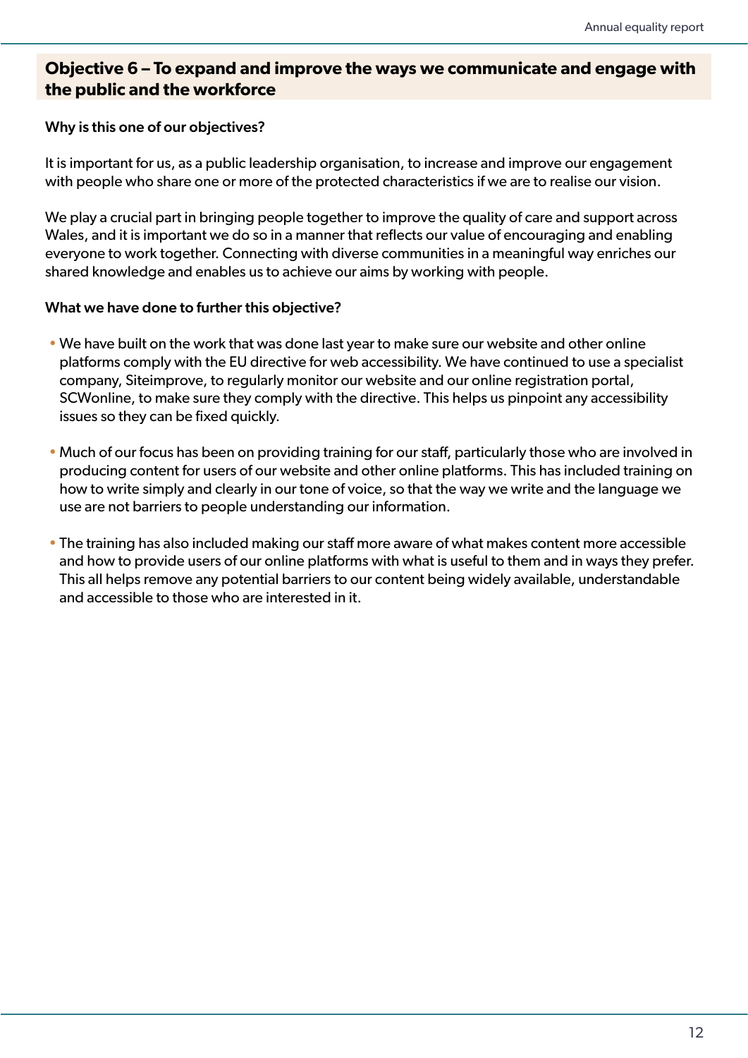## Objective 6 – To expand and improve the ways we communicate and engage with the public and the workforce

**Why is this one of our objectives?**

It is important for us, as a public leadership organisation, to increase and improve our engagement with people who share one or more of the protected characteristics if we are to realise our vision.

We play a crucial part in bringing people together to improve the quality of care and support across Wales, and it is important we do so in a manner that reflects our value of encouraging and enabling everyone to work together. Connecting with diverse communities in a meaningful way enriches our shared knowledge and enables us to achieve our aims by working with people.

**What we have done to further this objective?**

- We have built on the work that was done last year to make sure our website and other online platforms comply with the EU directive for web accessibility. We have continued to use a specialist company, Siteimprove, to regularly monitor our website and our online registration portal, SCWonline, to make sure they comply with the directive. This helps us pinpoint any accessibility issues so they can be fixed quickly.

- Much of our focus has been on providing training for our staff, particularly those who are involved in producing content for users of our website and other online platforms. This has included training on how to write simply and clearly in our tone of voice, so that the way we write and the language we use are not barriers to people understanding our information.

- The training has also included making our staff more aware of what makes content more accessible and how to provide users of our online platforms with what is useful to them and in ways they prefer. This all helps remove any potential barriers to our content being widely available, understandable and accessible to those who are interested in it.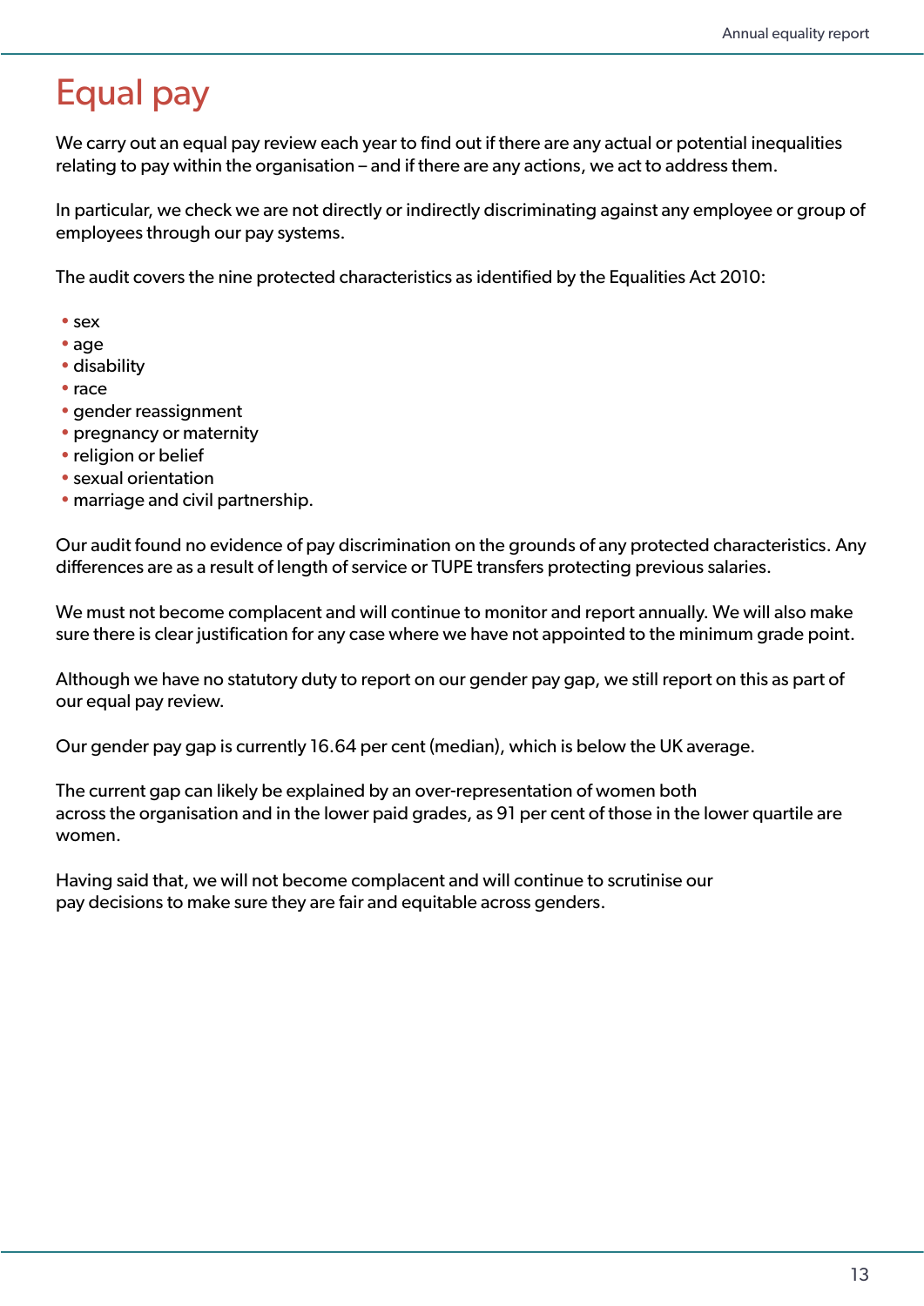# Equal pay

We carry out an equal pay review each year to find out if there are any actual or potential inequalities relating to pay within the organisation – and if there are any actions, we act to address them.

In particular, we check we are not directly or indirectly discriminating against any employee or group of employees through our pay systems.

The audit covers the nine protected characteristics as identified by the Equalities Act 2010:

- sex
- age
- disability
- race
- gender reassignment
- pregnancy or maternity
- religion or belief
- sexual orientation
- marriage and civil partnership.

Our audit found no evidence of pay discrimination on the grounds of any protected characteristics. Any differences are as a result of length of service or TUPE transfers protecting previous salaries.

We must not become complacent and will continue to monitor and report annually. We will also make sure there is clear justification for any case where we have not appointed to the minimum grade point.

Although we have no statutory duty to report on our gender pay gap, we still report on this as part of our equal pay review.

Our gender pay gap is currently 16.64 per cent (median), which is below the UK average.

The current gap can likely be explained by an over-representation of women both across the organisation and in the lower paid grades, as 91 per cent of those in the lower quartile are women.

Having said that, we will not become complacent and will continue to scrutinise our pay decisions to make sure they are fair and equitable across genders.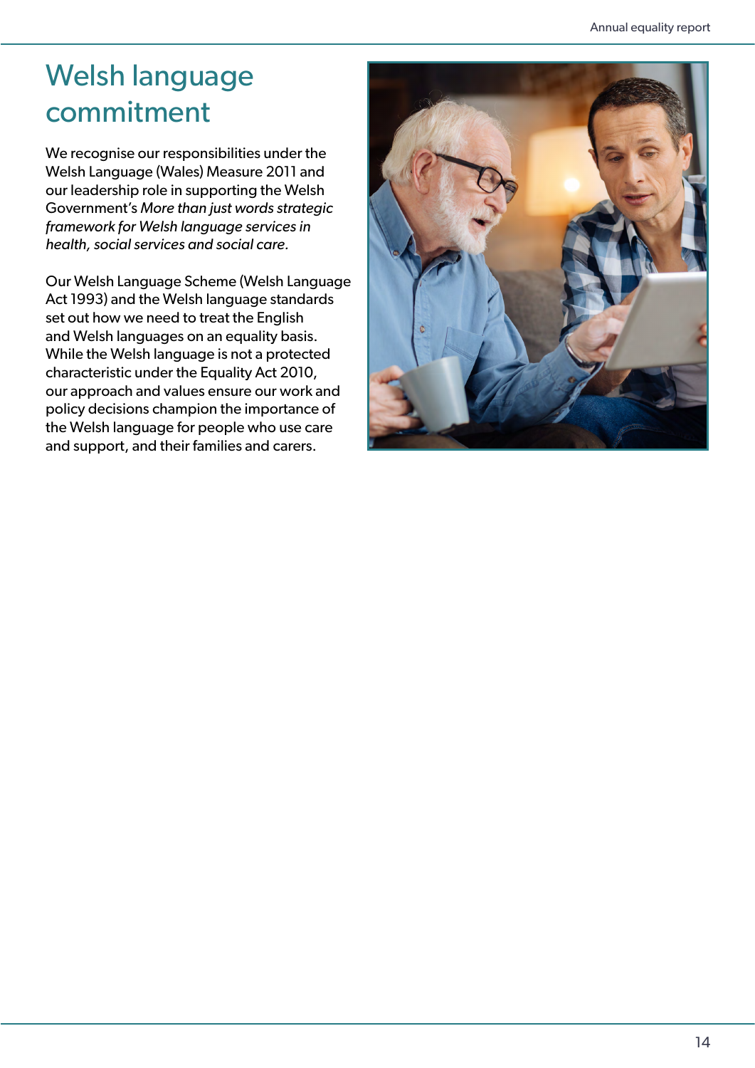# Welsh language commitment

We recognise our responsibilities under the Welsh Language (Wales) Measure 2011 and our leadership role in supporting the Welsh Government's *More than just words strategic framework for Welsh language services in health, social services and social care.*

Our Welsh Language Scheme (Welsh Language Act 1993) and the Welsh language standards set out how we need to treat the English and Welsh languages on an equality basis. While the Welsh language is not a protected characteristic under the Equality Act 2010, our approach and values ensure our work and policy decisions champion the importance of the Welsh language for people who use care and support, and their families and carers.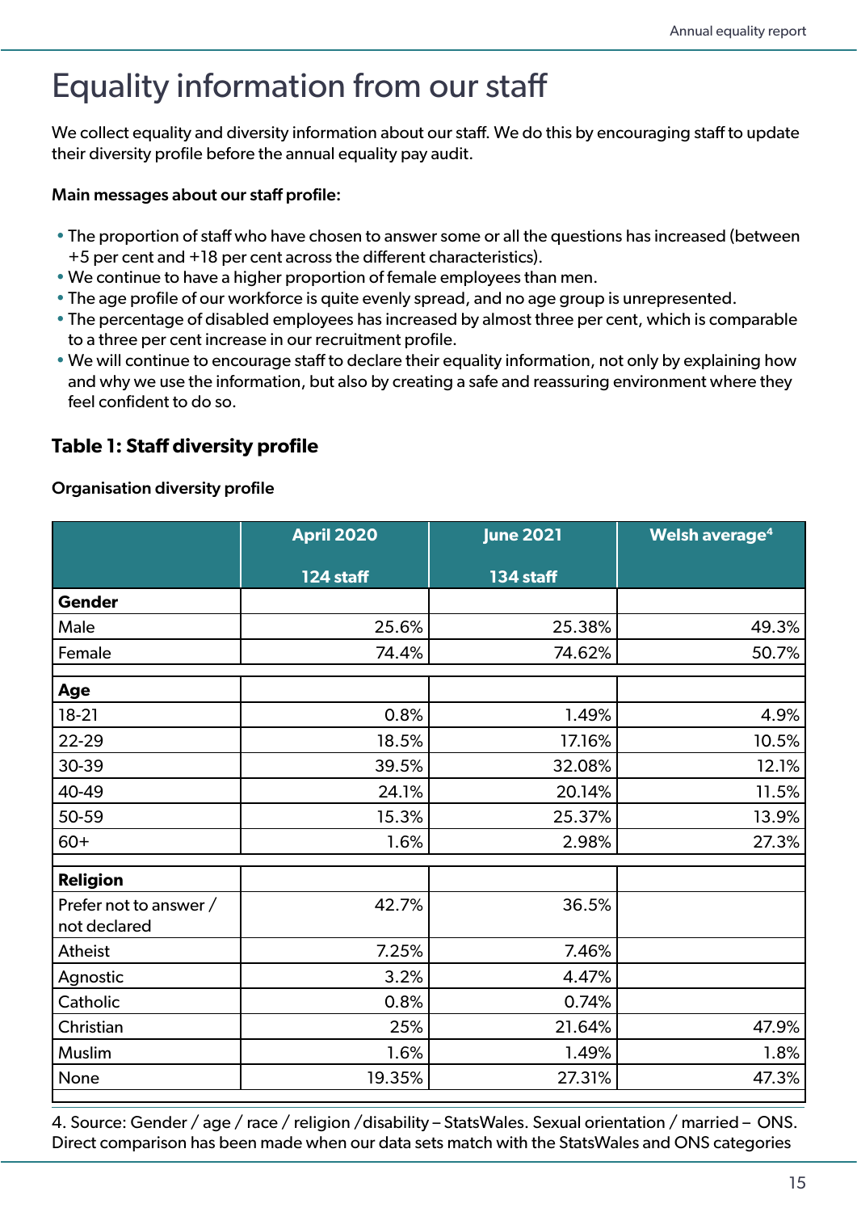# Equality information from our staff

We collect equality and diversity information about our staff. We do this by encouraging staff to update their diversity profile before the annual equality pay audit.

**Main messages about our staff profile:**

- The proportion of staff who have chosen to answer some or all the questions has increased (between +5 per cent and +18 per cent across the different characteristics).
- We continue to have a higher proportion of female employees than men.
- The age profile of our workforce is quite evenly spread, and no age group is unrepresented.
- The percentage of disabled employees has increased by almost three per cent, which is comparable to a three per cent increase in our recruitment profile.
- We will continue to encourage staff to declare their equality information, not only by explaining how and why we use the information, but also by creating a safe and reassuring environment where they feel confident to do so.

### Table 1: Staff diversity profile

**Organisation diversity profile**

| | April 2020 124 staff | June 2021 134 staff | Welsh average[4] |
|---|---|---|---|
| **Gender** | | | |
| Male | 25.6% | 25.38% | 49.3% |
| Female | 74.4% | 74.62% | 50.7% |
| | | | |
| **Age** | | | |
| 18-21 | 0.8% | 1.49% | 4.9% |
| 22-29 | 18.5% | 17.16% | 10.5% |
| 30-39 | 39.5% | 32.08% | 12.1% |
| 40-49 | 24.1% | 20.14% | 11.5% |
| 50-59 | 15.3% | 25.37% | 13.9% |
| 60+ | 1.6% | 2.98% | 27.3% |
| | | | |
| **Religion** | | | |
| Prefer not to answer / not declared | 42.7% | 36.5% | |
| Atheist | 7.25% | 7.46% | |
| Agnostic | 3.2% | 4.47% | |
| Catholic | 0.8% | 0.74% | |
| Christian | 25% | 21.64% | 47.9% |
| Muslim | 1.6% | 1.49% | 1.8% |
| None | 19.35% | 27.31% | 47.3% |

4. Source: Gender / age / race / religion /disability – StatsWales. Sexual orientation / married – ONS. Direct comparison has been made when our data sets match with the StatsWales and ONS categories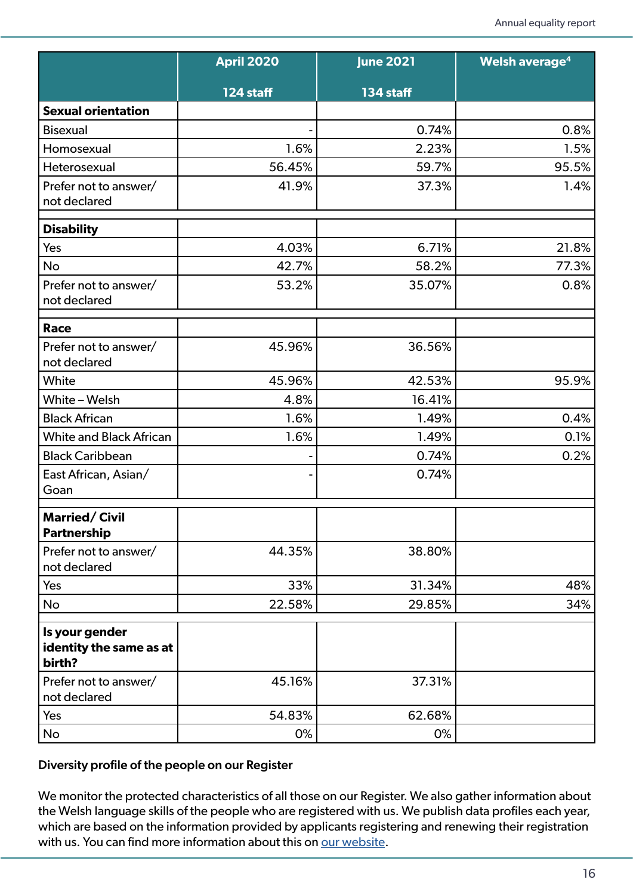| | April 2020<br><br>124 staff | June 2021<br><br>134 staff | Welsh average[4] |
|---|---|---|---|
| **Sexual orientation** | | | |
| Bisexual | - | 0.74% | 0.8% |
| Homosexual | 1.6% | 2.23% | 1.5% |
| Heterosexual | 56.45% | 59.7% | 95.5% |
| Prefer not to answer/ not declared | 41.9% | 37.3% | 1.4% |
| | | | |
| **Disability** | | | |
| Yes | 4.03% | 6.71% | 21.8% |
| No | 42.7% | 58.2% | 77.3% |
| Prefer not to answer/ not declared | 53.2% | 35.07% | 0.8% |
| | | | |
| **Race** | | | |
| Prefer not to answer/ not declared | 45.96% | 36.56% | |
| White | 45.96% | 42.53% | 95.9% |
| White – Welsh | 4.8% | 16.41% | |
| Black African | 1.6% | 1.49% | 0.4% |
| White and Black African | 1.6% | 1.49% | 0.1% |
| Black Caribbean | - | 0.74% | 0.2% |
| East African, Asian/ Goan | - | 0.74% | |
| | | | |
| **Married/ Civil Partnership** | | | |
| Prefer not to answer/ not declared | 44.35% | 38.80% | |
| Yes | 33% | 31.34% | 48% |
| No | 22.58% | 29.85% | 34% |
| | | | |
| **Is your gender identity the same as at birth?** | | | |
| Prefer not to answer/ not declared | 45.16% | 37.31% | |
| Yes | 54.83% | 62.68% | |
| No | 0% | 0% | |

**Diversity profile of the people on our Register**

We monitor the protected characteristics of all those on our Register. We also gather information about the Welsh language skills of the people who are registered with us. We publish data profiles each year, which are based on the information provided by applicants registering and renewing their registration with us. You can find more information about this on our website.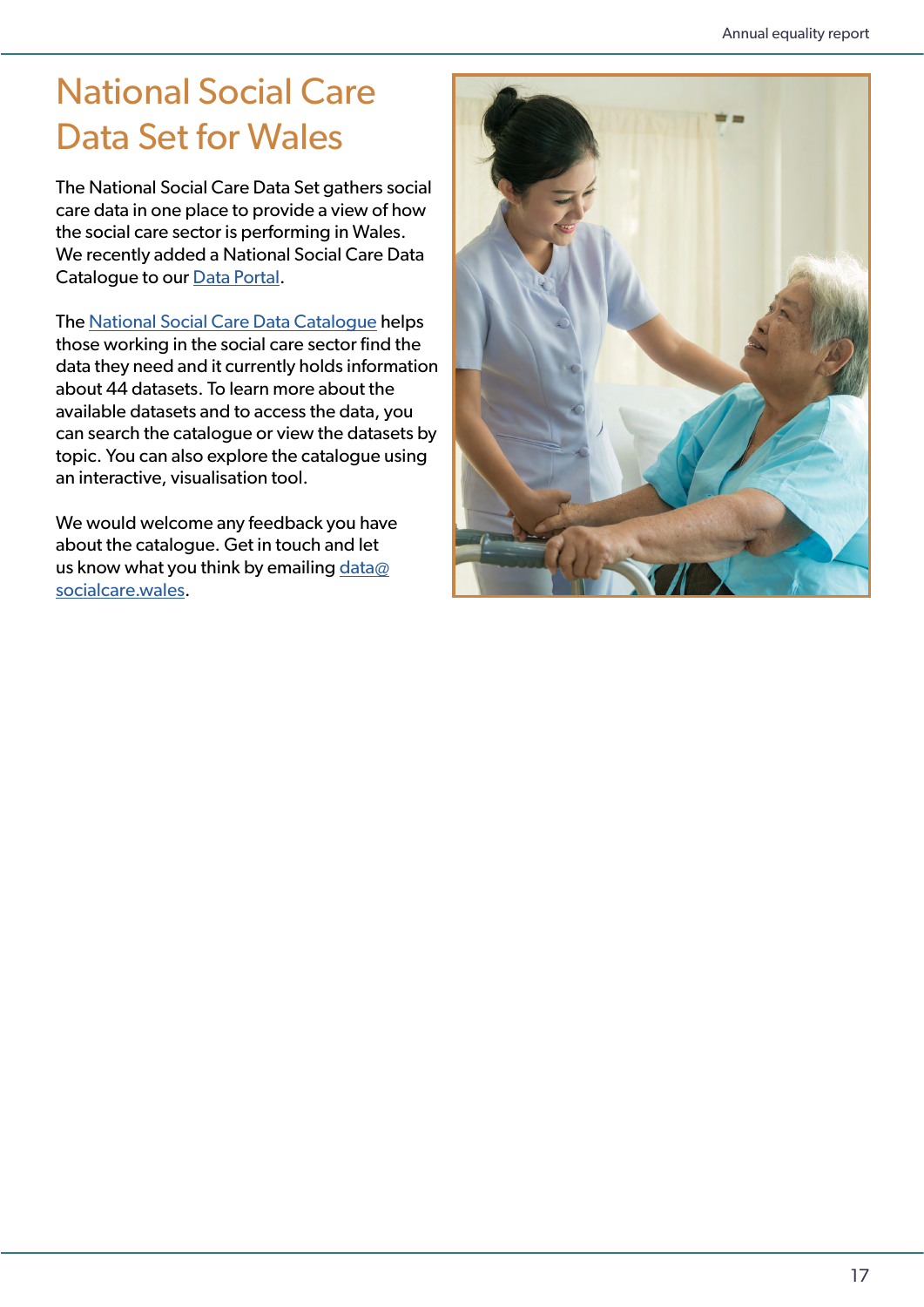# National Social Care Data Set for Wales

The National Social Care Data Set gathers social care data in one place to provide a view of how the social care sector is performing in Wales. We recently added a National Social Care Data Catalogue to our Data Portal.

The National Social Care Data Catalogue helps those working in the social care sector find the data they need and it currently holds information about 44 datasets. To learn more about the available datasets and to access the data, you can search the catalogue or view the datasets by topic. You can also explore the catalogue using an interactive, visualisation tool.

We would welcome any feedback you have about the catalogue. Get in touch and let us know what you think by emailing data@socialcare.wales.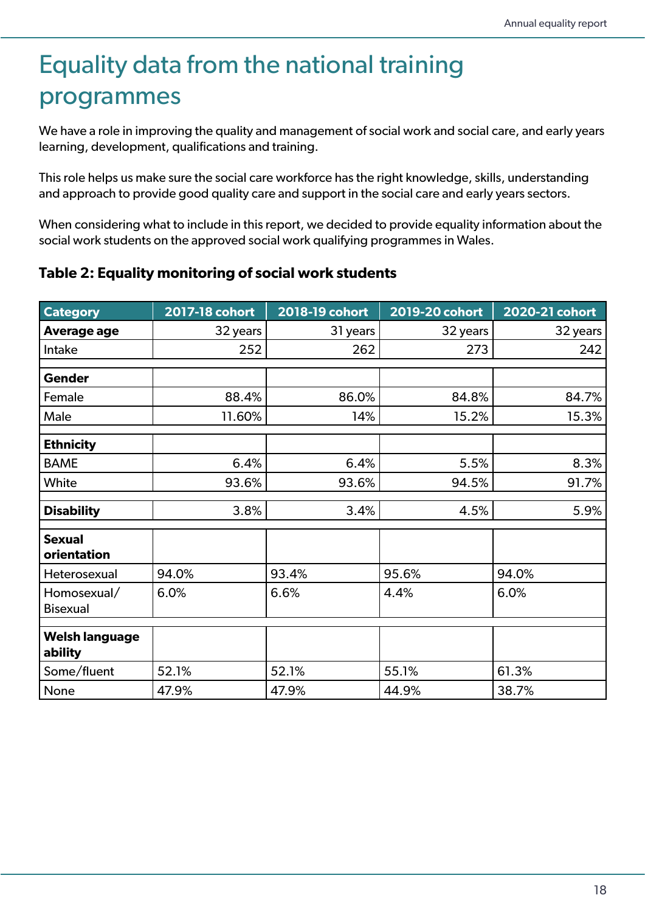# Equality data from the national training programmes

We have a role in improving the quality and management of social work and social care, and early years learning, development, qualifications and training.

This role helps us make sure the social care workforce has the right knowledge, skills, understanding and approach to provide good quality care and support in the social care and early years sectors.

When considering what to include in this report, we decided to provide equality information about the social work students on the approved social work qualifying programmes in Wales.

### Table 2: Equality monitoring of social work students

| Category | 2017-18 cohort | 2018-19 cohort | 2019-20 cohort | 2020-21 cohort |
|---|---|---|---|---|
| **Average age** | 32 years | 31 years | 32 years | 32 years |
| Intake | 252 | 262 | 273 | 242 |
| | | | | |
| **Gender** | | | | |
| Female | 88.4% | 86.0% | 84.8% | 84.7% |
| Male | 11.60% | 14% | 15.2% | 15.3% |
| | | | | |
| **Ethnicity** | | | | |
| BAME | 6.4% | 6.4% | 5.5% | 8.3% |
| White | 93.6% | 93.6% | 94.5% | 91.7% |
| | | | | |
| **Disability** | 3.8% | 3.4% | 4.5% | 5.9% |
| | | | | |
| **Sexual orientation** | | | | |
| Heterosexual | 94.0% | 93.4% | 95.6% | 94.0% |
| Homosexual/ Bisexual | 6.0% | 6.6% | 4.4% | 6.0% |
| | | | | |
| **Welsh language ability** | | | | |
| Some/fluent | 52.1% | 52.1% | 55.1% | 61.3% |
| None | 47.9% | 47.9% | 44.9% | 38.7% |